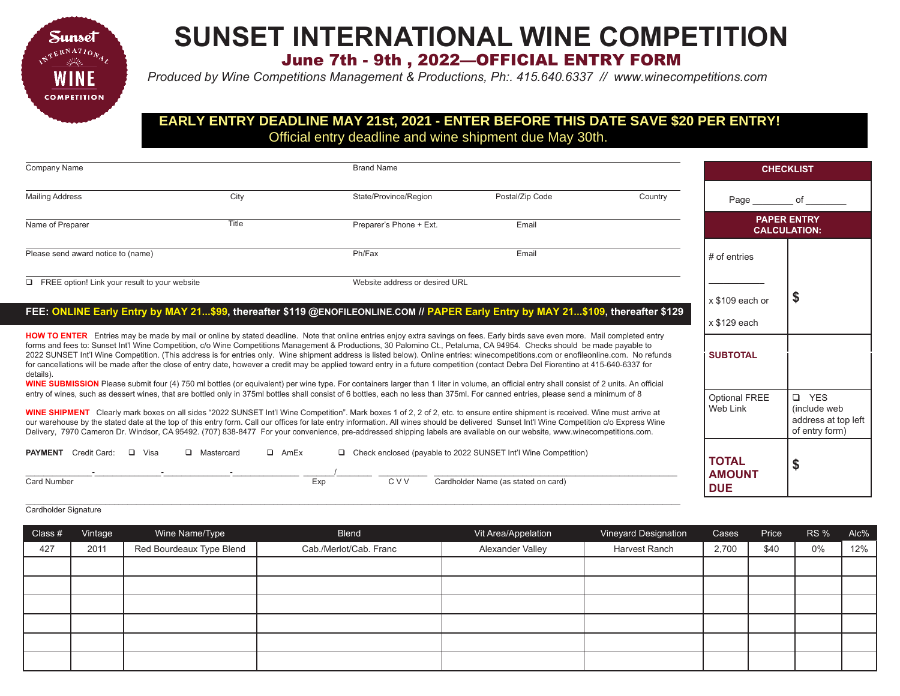# SUNSET INTERNATIONAL WINE COMPETITION

## June 7th - 9th , 2022—OFFICIAL ENTRY FORM

*Produced by Wine Competitions Management & Productions, Ph:. 415.640.6337 // www.winecompetitions.com*

**EARLY ENTRY DEADLINE MAY 21st, 2021 - ENTER BEFORE THIS DATE SAVE $20 PER ENTRY!**
Official entry deadline and wine shipment due May 30th.

Company Name | Brand Name

Mailing Address | City | State/Province/Region | Postal/Zip Code | Country

Name of Preparer | Title | Preparer's Phone + Ext. | Email

Please send award notice to (name) | Ph/Fax | Email

❑ FREE option! Link your result to your website | Website address or desired URL

**FEE: ONLINE Early Entry by MAY 21...$99, thereafter $119 @ENOFILEONLINE.COM // PAPER Early Entry by MAY 21...$109, thereafter $129**

**HOW TO ENTER** Entries may be made by mail or online by stated deadline. Note that online entries enjoy extra savings on fees. Early birds save even more. Mail completed entry forms and fees to: Sunset Int'l Wine Competition, c/o Wine Competitions Management & Productions, 30 Palomino Ct., Petaluma, CA 94954. Checks should be made payable to 2022 SUNSET Int'l Wine Competition. (This address is for entries only. Wine shipment address is listed below). Online entries: winecompetitions.com or enofileonline.com. No refunds for cancellations will be made after the close of entry date, however a credit may be applied toward entry in a future competition (contact Debra Del Fiorentino at 415-640-6337 for details).

**WINE SUBMISSION** Please submit four (4) 750 ml bottles (or equivalent) per wine type. For containers larger than 1 liter in volume, an official entry shall consist of 2 units. An official entry of wines, such as dessert wines, that are bottled only in 375ml bottles shall consist of 6 bottles, each no less than 375ml. For canned entries, please send a minimum of 8

**WINE SHIPMENT** Clearly mark boxes on all sides "2022 SUNSET Int'l Wine Competition". Mark boxes 1 of 2, 2 of 2, etc. to ensure entire shipment is received. Wine must arrive at our warehouse by the stated date at the top of this entry form. Call our offices for late entry information. All wines should be delivered Sunset Int'l Wine Competition c/o Express Wine Delivery, 7970 Cameron Dr. Windsor, CA 95492. (707) 838-8477 For your convenience, pre-addressed shipping labels are available on our website, www.winecompetitions.com.

**PAYMENT** Credit Card: ❑ Visa ❑ Mastercard ❑ AmEx ❑ Check enclosed (payable to 2022 SUNSET Int'l Wine Competition)

Card Number | Exp | C V V | Cardholder Name (as stated on card)

Cardholder Signature

| CHECKLIST | |
|---|---|
| Page ________ of ________ | |
| **PAPER ENTRY CALCULATION:** | |
| # of entries ___________ x $109 each or x $129 each | $ |
| **SUBTOTAL** | |
| Optional FREE Web Link | ❑ YES (include web address at top left of entry form) |
| **TOTAL AMOUNT DUE** | $ |

| Class # | Vintage | Wine Name/Type | Blend | Vit Area/Appelation | Vineyard Designation | Cases | Price | RS % | Alc% |
|---|---|---|---|---|---|---|---|---|---|
| 427 | 2011 | Red Bourdeaux Type Blend | Cab./Merlot/Cab. Franc | Alexander Valley | Harvest Ranch | 2,700 | $40 | 0% | 12% |
| | | | | | | | | | |
| | | | | | | | | | |
| | | | | | | | | | |
| | | | | | | | | | |
| | | | | | | | | | |
| | | | | | | | | | |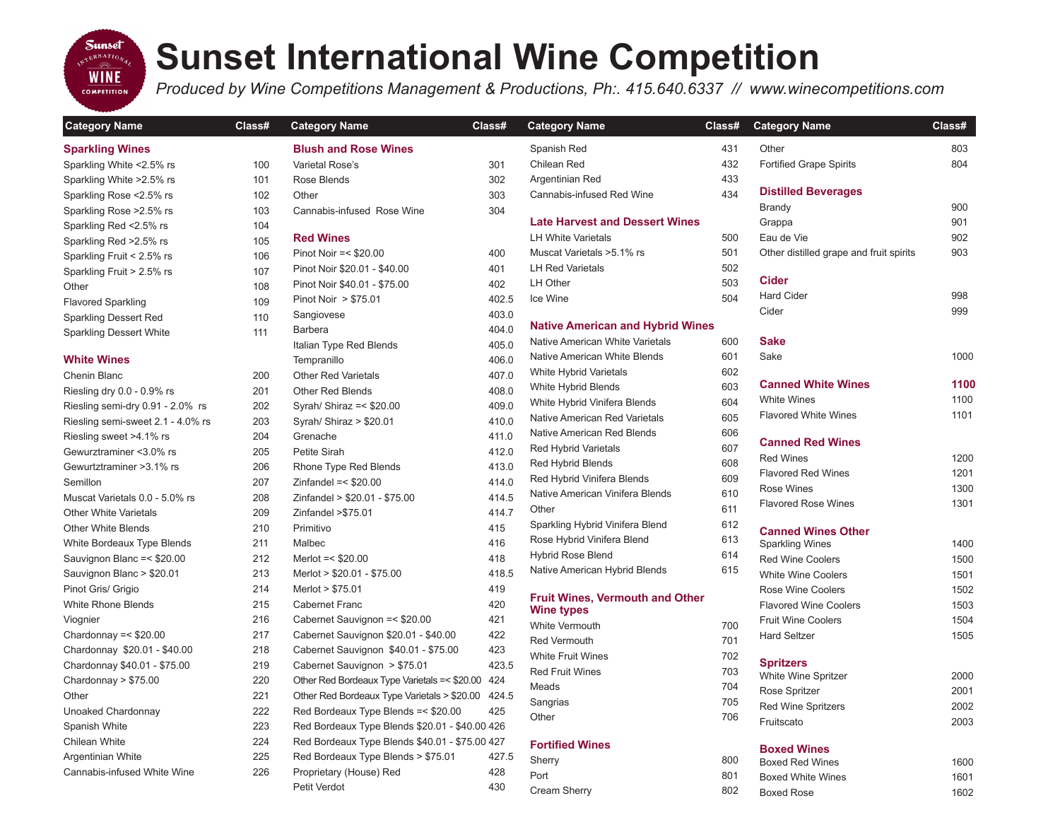# Sunset International Wine Competition

*Produced by Wine Competitions Management & Productions, Ph:. 415.640.6337 // www.winecompetitions.com*

| Category Name | Class# |
|---|---|
| **Sparkling Wines** | |
| Sparkling White <2.5% rs | 100 |
| Sparkling White >2.5% rs | 101 |
| Sparkling Rose <2.5% rs | 102 |
| Sparkling Rose >2.5% rs | 103 |
| Sparkling Red <2.5% rs | 104 |
| Sparkling Red >2.5% rs | 105 |
| Sparkling Fruit < 2.5% rs | 106 |
| Sparkling Fruit > 2.5% rs | 107 |
| Other | 108 |
| Flavored Sparkling | 109 |
| Sparkling Dessert Red | 110 |
| Sparkling Dessert White | 111 |
| **White Wines** | |
| Chenin Blanc | 200 |
| Riesling dry 0.0 - 0.9% rs | 201 |
| Riesling semi-dry 0.91 - 2.0% rs | 202 |
| Riesling semi-sweet 2.1 - 4.0% rs | 203 |
| Riesling sweet >4.1% rs | 204 |
| Gewurztraminer <3.0% rs | 205 |
| Gewurtztraminer >3.1% rs | 206 |
| Semillon | 207 |
| Muscat Varietals 0.0 - 5.0% rs | 208 |
| Other White Varietals | 209 |
| Other White Blends | 210 |
| White Bordeaux Type Blends | 211 |
| Sauvignon Blanc =< $20.00 | 212 |
| Sauvignon Blanc > $20.01 | 213 |
| Pinot Gris/ Grigio | 214 |
| White Rhone Blends | 215 |
| Viognier | 216 |
| Chardonnay =< $20.00 | 217 |
| Chardonnay $20.01 - $40.00 | 218 |
| Chardonnay $40.01 - $75.00 | 219 |
| Chardonnay > $75.00 | 220 |
| Other | 221 |
| Unoaked Chardonnay | 222 |
| Spanish White | 223 |
| Chilean White | 224 |
| Argentinian White | 225 |
| Cannabis-infused White Wine | 226 |

| Category Name | Class# |
|---|---|
| **Blush and Rose Wines** | |
| Varietal Rose's | 301 |
| Rose Blends | 302 |
| Other | 303 |
| Cannabis-infused Rose Wine | 304 |
| **Red Wines** | |
| Pinot Noir =< $20.00 | 400 |
| Pinot Noir $20.01 - $40.00 | 401 |
| Pinot Noir $40.01 - $75.00 | 402 |
| Pinot Noir > $75.01 | 402.5 |
| Sangiovese | 403.0 |
| Barbera | 404.0 |
| Italian Type Red Blends | 405.0 |
| Tempranillo | 406.0 |
| Other Red Varietals | 407.0 |
| Other Red Blends | 408.0 |
| Syrah/ Shiraz =< $20.00 | 409.0 |
| Syrah/ Shiraz > $20.01 | 410.0 |
| Grenache | 411.0 |
| Petite Sirah | 412.0 |
| Rhone Type Red Blends | 413.0 |
| Zinfandel =< $20.00 | 414.0 |
| Zinfandel > $20.01 - $75.00 | 414.5 |
| Zinfandel >$75.01 | 414.7 |
| Primitivo | 415 |
| Malbec | 416 |
| Merlot =< $20.00 | 418 |
| Merlot > $20.01 - $75.00 | 418.5 |
| Merlot > $75.01 | 419 |
| Cabernet Franc | 420 |
| Cabernet Sauvignon =< $20.00 | 421 |
| Cabernet Sauvignon $20.01 - $40.00 | 422 |
| Cabernet Sauvignon $40.01 - $75.00 | 423 |
| Cabernet Sauvignon > $75.01 | 423.5 |
| Other Red Bordeaux Type Varietals =< $20.00 | 424 |
| Other Red Bordeaux Type Varietals > $20.00 | 424.5 |
| Red Bordeaux Type Blends =< $20.00 | 425 |
| Red Bordeaux Type Blends $20.01 - $40.00 | 426 |
| Red Bordeaux Type Blends $40.01 - $75.00 | 427 |
| Red Bordeaux Type Blends > $75.01 | 427.5 |
| Proprietary (House) Red | 428 |
| Petit Verdot | 430 |
| Spanish Red | 431 |
| Chilean Red | 432 |
| Argentinian Red | 433 |
| Cannabis-infused Red Wine | 434 |

| Category Name | Class# |
|---|---|
| **Late Harvest and Dessert Wines** | |
| LH White Varietals | 500 |
| Muscat Varietals >5.1% rs | 501 |
| LH Red Varietals | 502 |
| LH Other | 503 |
| Ice Wine | 504 |
| **Native American and Hybrid Wines** | |
| Native American White Varietals | 600 |
| Native American White Blends | 601 |
| White Hybrid Varietals | 602 |
| White Hybrid Blends | 603 |
| White Hybrid Vinifera Blends | 604 |
| Native American Red Varietals | 605 |
| Native American Red Blends | 606 |
| Red Hybrid Varietals | 607 |
| Red Hybrid Blends | 608 |
| Red Hybrid Vinifera Blends | 609 |
| Native American Vinifera Blends | 610 |
| Other | 611 |
| Sparkling Hybrid Vinifera Blend | 612 |
| Rose Hybrid Vinifera Blend | 613 |
| Hybrid Rose Blend | 614 |
| Native American Hybrid Blends | 615 |
| **Fruit Wines, Vermouth and Other Wine types** | |
| White Vermouth | 700 |
| Red Vermouth | 701 |
| White Fruit Wines | 702 |
| Red Fruit Wines | 703 |
| Meads | 704 |
| Sangrias | 705 |
| Other | 706 |
| **Fortified Wines** | |
| Sherry | 800 |
| Port | 801 |
| Cream Sherry | 802 |
| Other | 803 |
| Fortified Grape Spirits | 804 |

| Category Name | Class# |
|---|---|
| **Distilled Beverages** | |
| Brandy | 900 |
| Grappa | 901 |
| Eau de Vie | 902 |
| Other distilled grape and fruit spirits | 903 |
| **Cider** | |
| Hard Cider | 998 |
| Cider | 999 |
| **Sake** | |
| Sake | 1000 |
| **Canned White Wines** | **1100** |
| White Wines | 1100 |
| Flavored White Wines | 1101 |
| **Canned Red Wines** | |
| Red Wines | 1200 |
| Flavored Red Wines | 1201 |
| Rose Wines | 1300 |
| Flavored Rose Wines | 1301 |
| **Canned Wines Other** | |
| Sparkling Wines | 1400 |
| Red Wine Coolers | 1500 |
| White Wine Coolers | 1501 |
| Rose Wine Coolers | 1502 |
| Flavored Wine Coolers | 1503 |
| Fruit Wine Coolers | 1504 |
| Hard Seltzer | 1505 |
| **Spritzers** | |
| White Wine Spritzer | 2000 |
| Rose Spritzer | 2001 |
| Red Wine Spritzers | 2002 |
| Fruitscato | 2003 |
| **Boxed Wines** | |
| Boxed Red Wines | 1600 |
| Boxed White Wines | 1601 |
| Boxed Rose | 1602 |